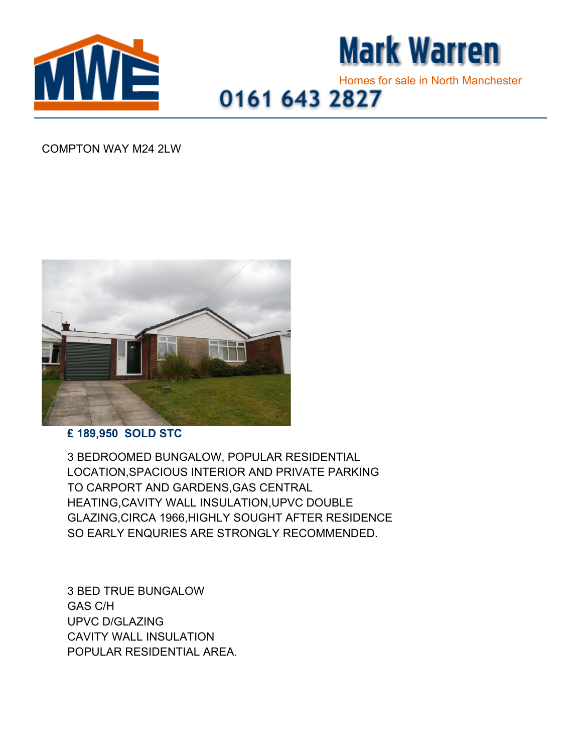# Mark Warren

Homes for sale in North Manchester

0161 643 2827

COMPTON WAY M24 2LW

**£ 189,950 SOLD STC**

3 BEDROOMED BUNGALOW, POPULAR RESIDENTIAL LOCATION,SPACIOUS INTERIOR AND PRIVATE PARKING TO CARPORT AND GARDENS,GAS CENTRAL HEATING,CAVITY WALL INSULATION,UPVC DOUBLE GLAZING,CIRCA 1966,HIGHLY SOUGHT AFTER RESIDENCE SO EARLY ENQURIES ARE STRONGLY RECOMMENDED.

3 BED TRUE BUNGALOW
GAS C/H
UPVC D/GLAZING
CAVITY WALL INSULATION
POPULAR RESIDENTIAL AREA.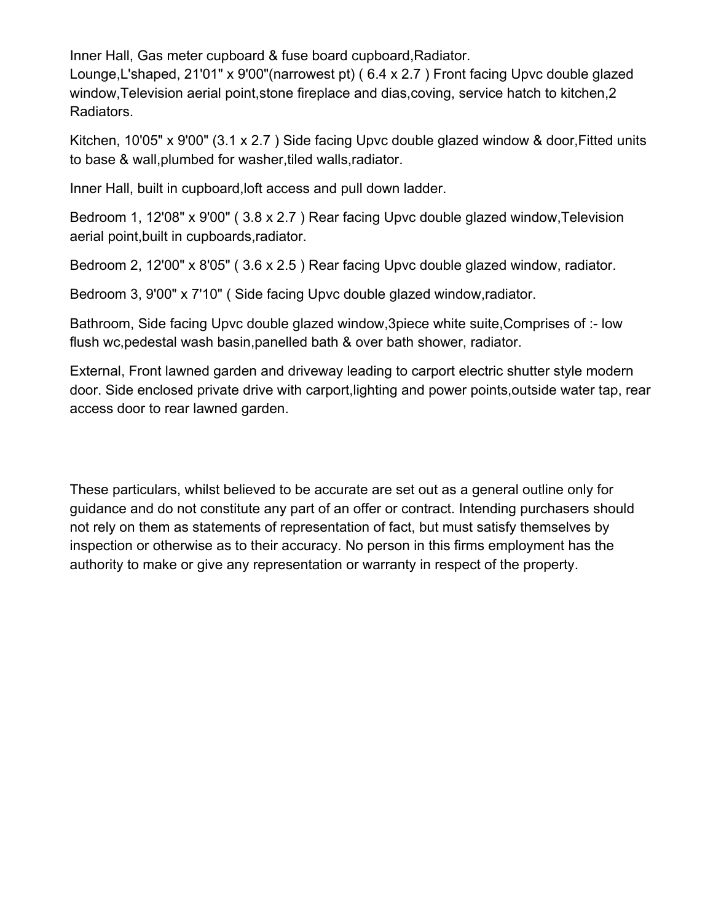Inner Hall, Gas meter cupboard & fuse board cupboard,Radiator.
Lounge,L'shaped, 21'01" x 9'00"(narrowest pt) ( 6.4 x 2.7 ) Front facing Upvc double glazed window,Television aerial point,stone fireplace and dias,coving, service hatch to kitchen,2 Radiators.

Kitchen, 10'05" x 9'00" (3.1 x 2.7 ) Side facing Upvc double glazed window & door,Fitted units to base & wall,plumbed for washer,tiled walls,radiator.

Inner Hall, built in cupboard,loft access and pull down ladder.

Bedroom 1, 12'08" x 9'00" ( 3.8 x 2.7 ) Rear facing Upvc double glazed window,Television aerial point,built in cupboards,radiator.

Bedroom 2, 12'00" x 8'05" ( 3.6 x 2.5 ) Rear facing Upvc double glazed window, radiator.

Bedroom 3, 9'00" x 7'10" ( Side facing Upvc double glazed window,radiator.

Bathroom, Side facing Upvc double glazed window,3piece white suite,Comprises of :- low flush wc,pedestal wash basin,panelled bath & over bath shower, radiator.

External, Front lawned garden and driveway leading to carport electric shutter style modern door. Side enclosed private drive with carport,lighting and power points,outside water tap, rear access door to rear lawned garden.

These particulars, whilst believed to be accurate are set out as a general outline only for guidance and do not constitute any part of an offer or contract. Intending purchasers should not rely on them as statements of representation of fact, but must satisfy themselves by inspection or otherwise as to their accuracy. No person in this firms employment has the authority to make or give any representation or warranty in respect of the property.